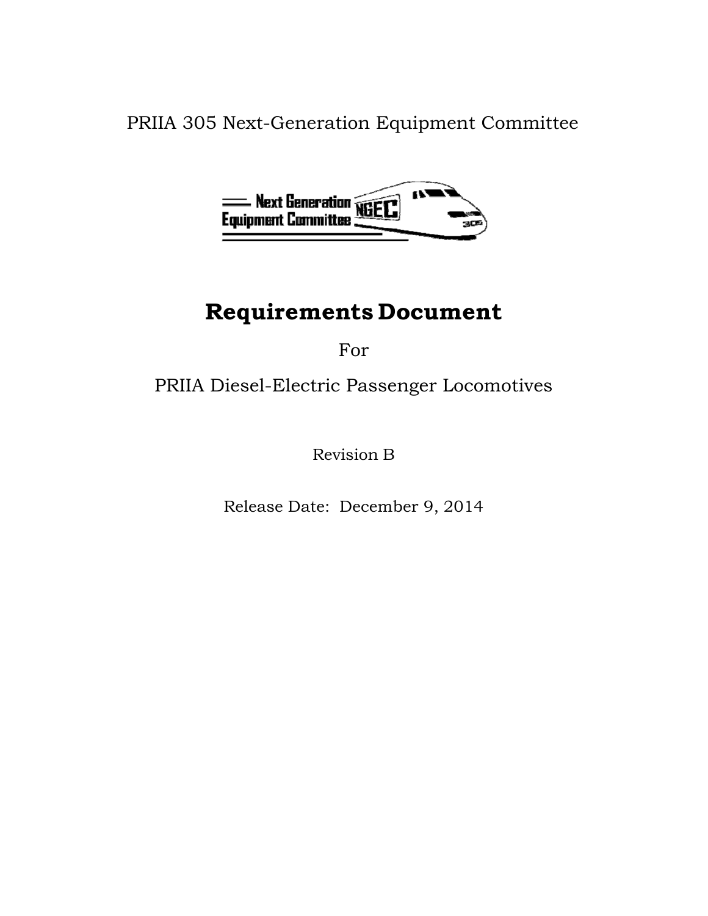PRIIA 305 Next-Generation Equipment Committee

# Requirements Document

For

PRIIA Diesel-Electric Passenger Locomotives

Revision B

Release Date: December 9, 2014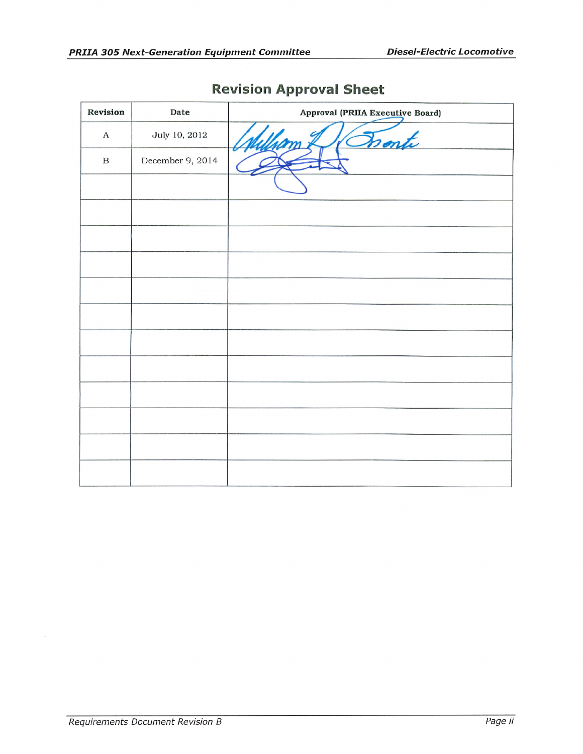## Revision Approval Sheet

| Revision | Date | Approval (PRIIA Executive Board) |
|---|---|---|
| A | July 10, 2012 | William D. Bronte |
| B | December 9, 2014 | |
| | | |
| | | |
| | | |
| | | |
| | | |
| | | |
| | | |
| | | |
| | | |
| | | |
| | | |
| | | |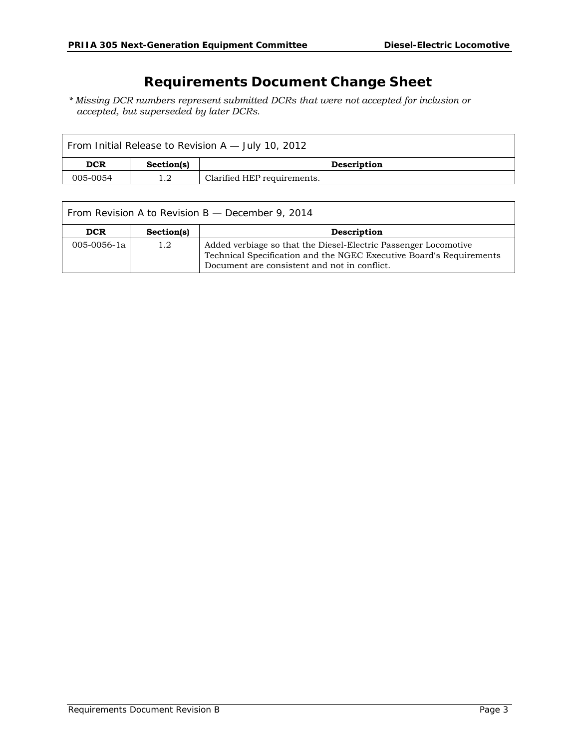# Requirements Document Change Sheet

*\* Missing DCR numbers represent submitted DCRs that were not accepted for inclusion or accepted, but superseded by later DCRs.*

| From Initial Release to Revision A — July 10, 2012 | | |
|---|---|---|
| **DCR** | **Section(s)** | **Description** |
| 005-0054 | 1.2 | Clarified HEP requirements. |

| From Revision A to Revision B — December 9, 2014 | | |
|---|---|---|
| **DCR** | **Section(s)** | **Description** |
| 005-0056-1a | 1.2 | Added verbiage so that the Diesel-Electric Passenger Locomotive Technical Specification and the NGEC Executive Board's Requirements Document are consistent and not in conflict. |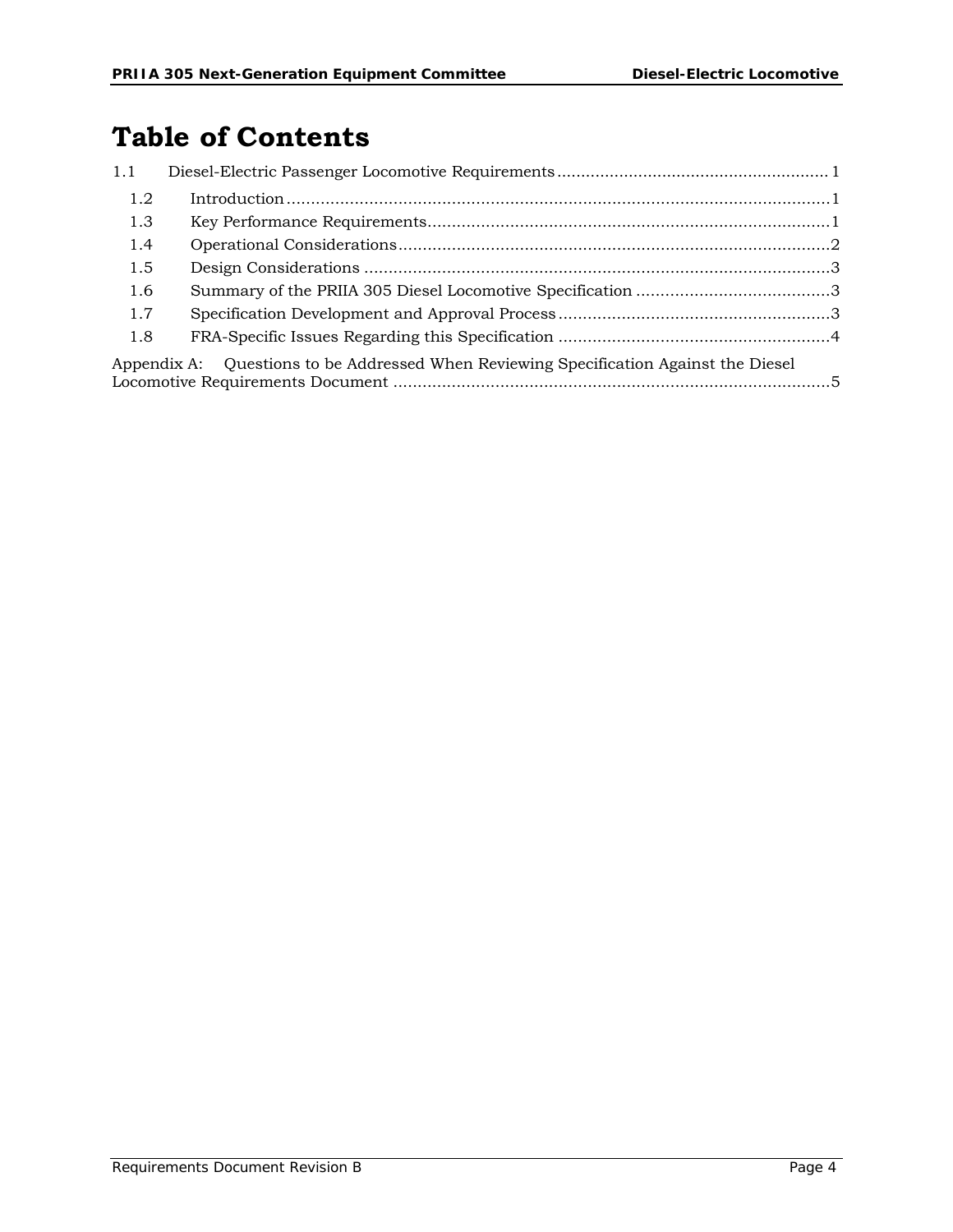# Table of Contents

1.1 Diesel-Electric Passenger Locomotive Requirements ........................................................ 1

- 1.2 Introduction ................................................................................................................ 1
- 1.3 Key Performance Requirements .................................................................................. 1
- 1.4 Operational Considerations ......................................................................................... 2
- 1.5 Design Considerations ................................................................................................ 3
- 1.6 Summary of the PRIIA 305 Diesel Locomotive Specification ........................................ 3
- 1.7 Specification Development and Approval Process ........................................................ 3
- 1.8 FRA-Specific Issues Regarding this Specification ........................................................ 4

Appendix A: Questions to be Addressed When Reviewing Specification Against the Diesel Locomotive Requirements Document ........................................................................................... 5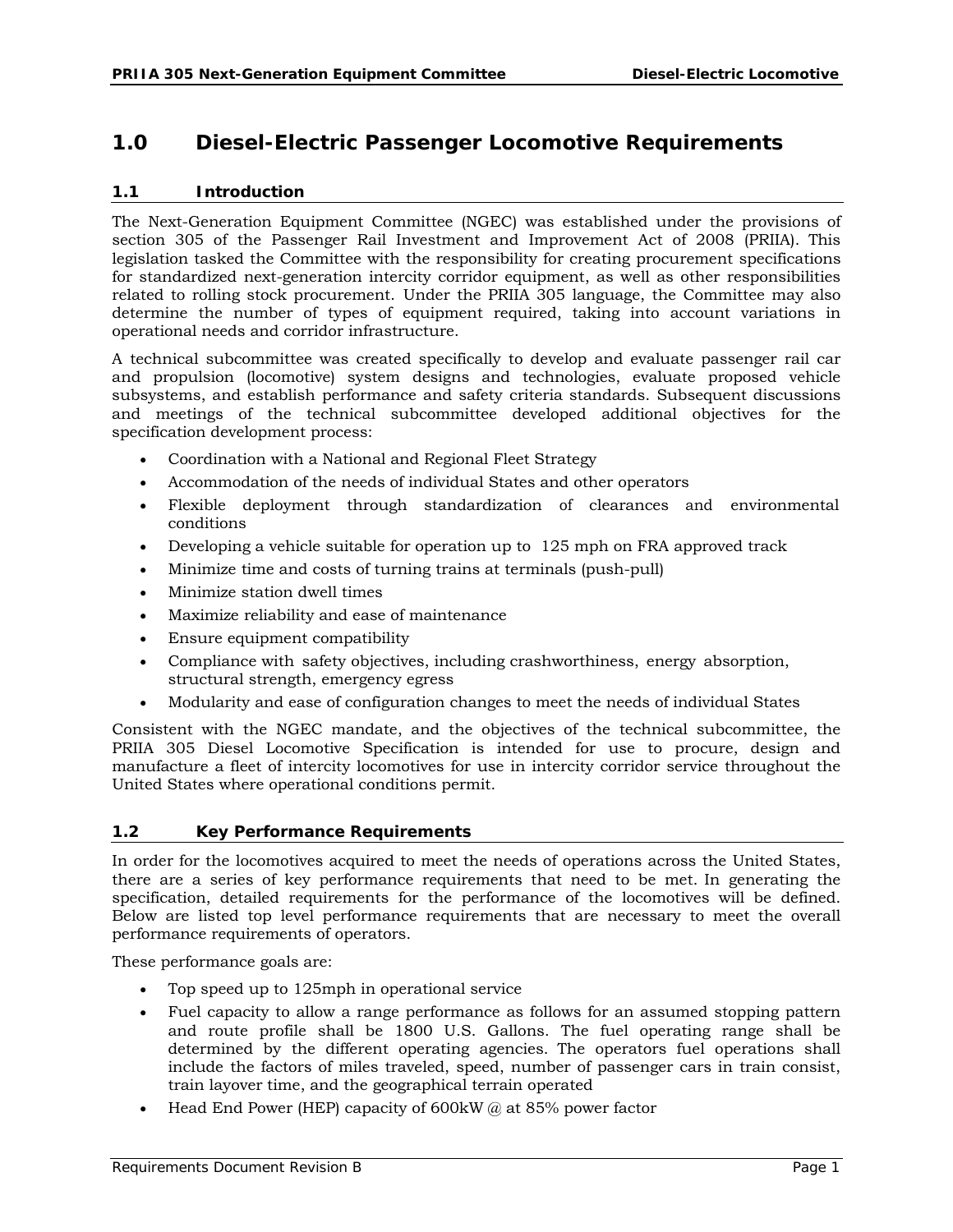# 1.0 Diesel-Electric Passenger Locomotive Requirements

## 1.1 Introduction

The Next-Generation Equipment Committee (NGEC) was established under the provisions of section 305 of the Passenger Rail Investment and Improvement Act of 2008 (PRIIA). This legislation tasked the Committee with the responsibility for creating procurement specifications for standardized next-generation intercity corridor equipment, as well as other responsibilities related to rolling stock procurement. Under the PRIIA 305 language, the Committee may also determine the number of types of equipment required, taking into account variations in operational needs and corridor infrastructure.

A technical subcommittee was created specifically to develop and evaluate passenger rail car and propulsion (locomotive) system designs and technologies, evaluate proposed vehicle subsystems, and establish performance and safety criteria standards. Subsequent discussions and meetings of the technical subcommittee developed additional objectives for the specification development process:

- Coordination with a National and Regional Fleet Strategy
- Accommodation of the needs of individual States and other operators
- Flexible deployment through standardization of clearances and environmental conditions
- Developing a vehicle suitable for operation up to 125 mph on FRA approved track
- Minimize time and costs of turning trains at terminals (push-pull)
- Minimize station dwell times
- Maximize reliability and ease of maintenance
- Ensure equipment compatibility
- Compliance with safety objectives, including crashworthiness, energy absorption, structural strength, emergency egress
- Modularity and ease of configuration changes to meet the needs of individual States

Consistent with the NGEC mandate, and the objectives of the technical subcommittee, the PRIIA 305 Diesel Locomotive Specification is intended for use to procure, design and manufacture a fleet of intercity locomotives for use in intercity corridor service throughout the United States where operational conditions permit.

## 1.2 Key Performance Requirements

In order for the locomotives acquired to meet the needs of operations across the United States, there are a series of key performance requirements that need to be met. In generating the specification, detailed requirements for the performance of the locomotives will be defined. Below are listed top level performance requirements that are necessary to meet the overall performance requirements of operators.

These performance goals are:

- Top speed up to 125mph in operational service
- Fuel capacity to allow a range performance as follows for an assumed stopping pattern and route profile shall be 1800 U.S. Gallons. The fuel operating range shall be determined by the different operating agencies. The operators fuel operations shall include the factors of miles traveled, speed, number of passenger cars in train consist, train layover time, and the geographical terrain operated
- Head End Power (HEP) capacity of 600kW @ at 85% power factor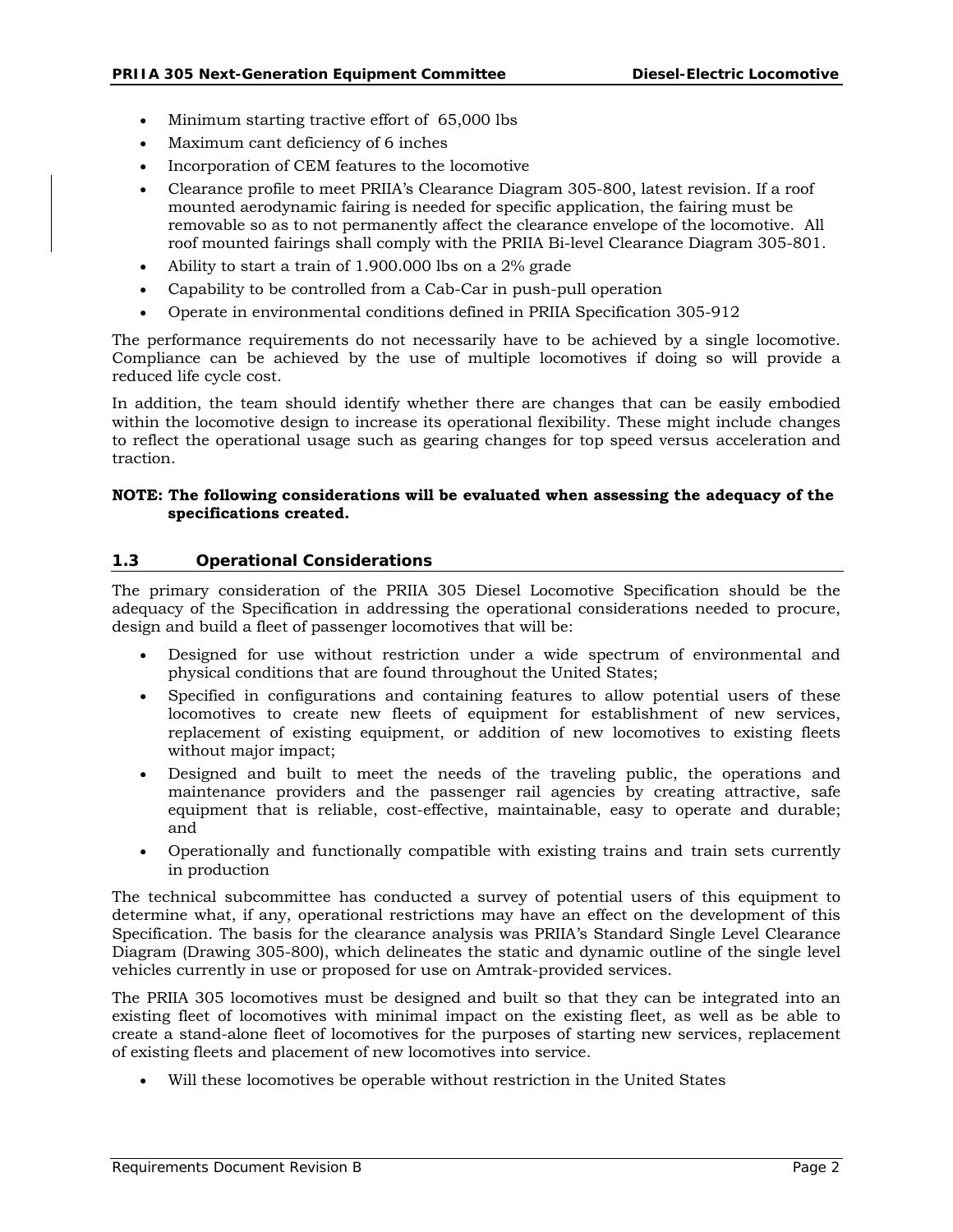- Minimum starting tractive effort of 65,000 lbs
- Maximum cant deficiency of 6 inches
- Incorporation of CEM features to the locomotive
- Clearance profile to meet PRIIA's Clearance Diagram 305-800, latest revision. If a roof mounted aerodynamic fairing is needed for specific application, the fairing must be removable so as to not permanently affect the clearance envelope of the locomotive. All roof mounted fairings shall comply with the PRIIA Bi-level Clearance Diagram 305-801.
- Ability to start a train of 1.900.000 lbs on a 2% grade
- Capability to be controlled from a Cab-Car in push-pull operation
- Operate in environmental conditions defined in PRIIA Specification 305-912

The performance requirements do not necessarily have to be achieved by a single locomotive. Compliance can be achieved by the use of multiple locomotives if doing so will provide a reduced life cycle cost.

In addition, the team should identify whether there are changes that can be easily embodied within the locomotive design to increase its operational flexibility. These might include changes to reflect the operational usage such as gearing changes for top speed versus acceleration and traction.

**NOTE: The following considerations will be evaluated when assessing the adequacy of the specifications created.**

### 1.3 Operational Considerations

The primary consideration of the PRIIA 305 Diesel Locomotive Specification should be the adequacy of the Specification in addressing the operational considerations needed to procure, design and build a fleet of passenger locomotives that will be:

- Designed for use without restriction under a wide spectrum of environmental and physical conditions that are found throughout the United States;
- Specified in configurations and containing features to allow potential users of these locomotives to create new fleets of equipment for establishment of new services, replacement of existing equipment, or addition of new locomotives to existing fleets without major impact;
- Designed and built to meet the needs of the traveling public, the operations and maintenance providers and the passenger rail agencies by creating attractive, safe equipment that is reliable, cost-effective, maintainable, easy to operate and durable; and
- Operationally and functionally compatible with existing trains and train sets currently in production

The technical subcommittee has conducted a survey of potential users of this equipment to determine what, if any, operational restrictions may have an effect on the development of this Specification. The basis for the clearance analysis was PRIIA's Standard Single Level Clearance Diagram (Drawing 305-800), which delineates the static and dynamic outline of the single level vehicles currently in use or proposed for use on Amtrak-provided services.

The PRIIA 305 locomotives must be designed and built so that they can be integrated into an existing fleet of locomotives with minimal impact on the existing fleet, as well as be able to create a stand-alone fleet of locomotives for the purposes of starting new services, replacement of existing fleets and placement of new locomotives into service.

- Will these locomotives be operable without restriction in the United States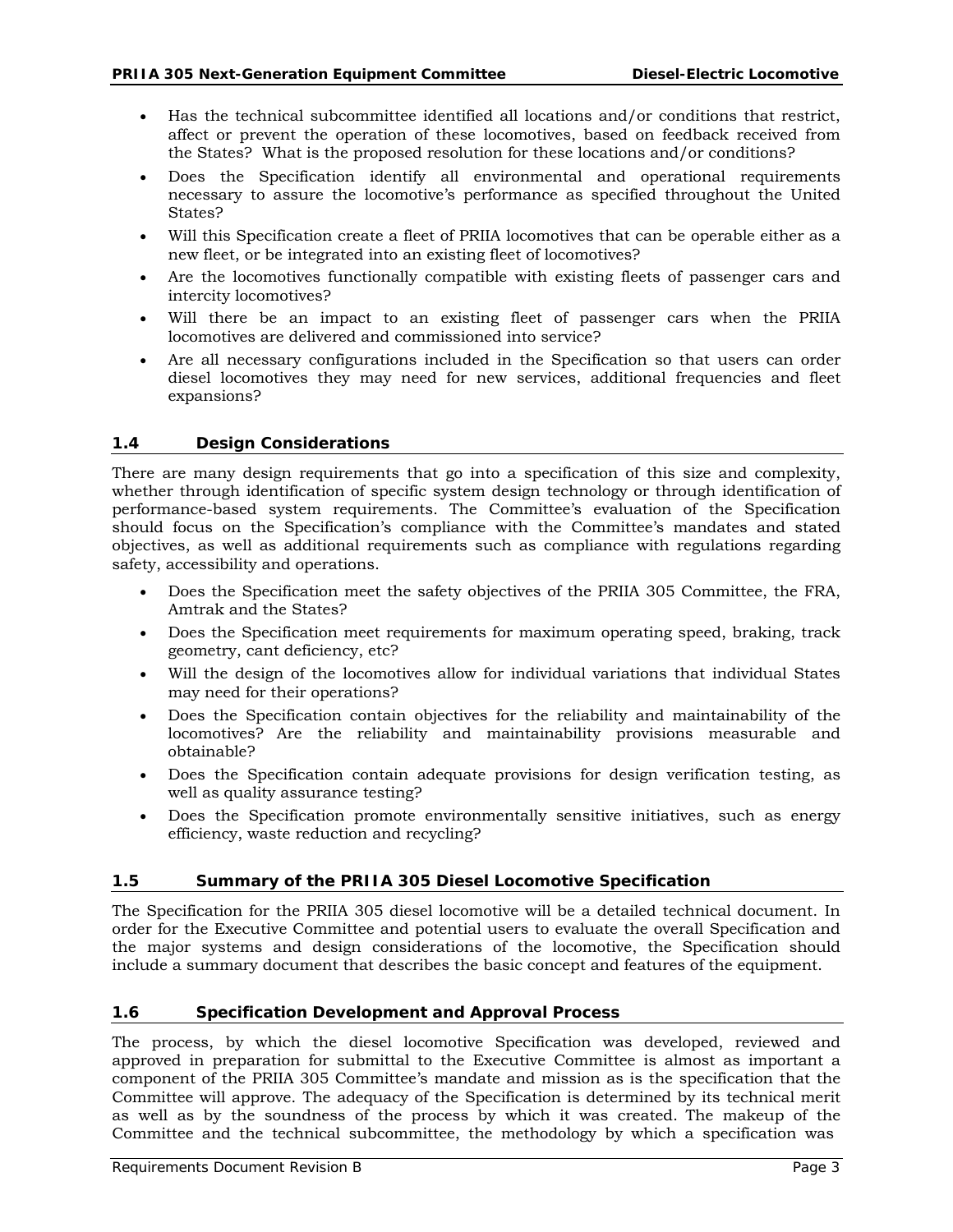- Has the technical subcommittee identified all locations and/or conditions that restrict, affect or prevent the operation of these locomotives, based on feedback received from the States? What is the proposed resolution for these locations and/or conditions?
- Does the Specification identify all environmental and operational requirements necessary to assure the locomotive's performance as specified throughout the United States?
- Will this Specification create a fleet of PRIIA locomotives that can be operable either as a new fleet, or be integrated into an existing fleet of locomotives?
- Are the locomotives functionally compatible with existing fleets of passenger cars and intercity locomotives?
- Will there be an impact to an existing fleet of passenger cars when the PRIIA locomotives are delivered and commissioned into service?
- Are all necessary configurations included in the Specification so that users can order diesel locomotives they may need for new services, additional frequencies and fleet expansions?

## 1.4 Design Considerations

There are many design requirements that go into a specification of this size and complexity, whether through identification of specific system design technology or through identification of performance-based system requirements. The Committee's evaluation of the Specification should focus on the Specification's compliance with the Committee's mandates and stated objectives, as well as additional requirements such as compliance with regulations regarding safety, accessibility and operations.

- Does the Specification meet the safety objectives of the PRIIA 305 Committee, the FRA, Amtrak and the States?
- Does the Specification meet requirements for maximum operating speed, braking, track geometry, cant deficiency, etc?
- Will the design of the locomotives allow for individual variations that individual States may need for their operations?
- Does the Specification contain objectives for the reliability and maintainability of the locomotives? Are the reliability and maintainability provisions measurable and obtainable?
- Does the Specification contain adequate provisions for design verification testing, as well as quality assurance testing?
- Does the Specification promote environmentally sensitive initiatives, such as energy efficiency, waste reduction and recycling?

## 1.5 Summary of the PRIIA 305 Diesel Locomotive Specification

The Specification for the PRIIA 305 diesel locomotive will be a detailed technical document. In order for the Executive Committee and potential users to evaluate the overall Specification and the major systems and design considerations of the locomotive, the Specification should include a summary document that describes the basic concept and features of the equipment.

## 1.6 Specification Development and Approval Process

The process, by which the diesel locomotive Specification was developed, reviewed and approved in preparation for submittal to the Executive Committee is almost as important a component of the PRIIA 305 Committee's mandate and mission as is the specification that the Committee will approve. The adequacy of the Specification is determined by its technical merit as well as by the soundness of the process by which it was created. The makeup of the Committee and the technical subcommittee, the methodology by which a specification was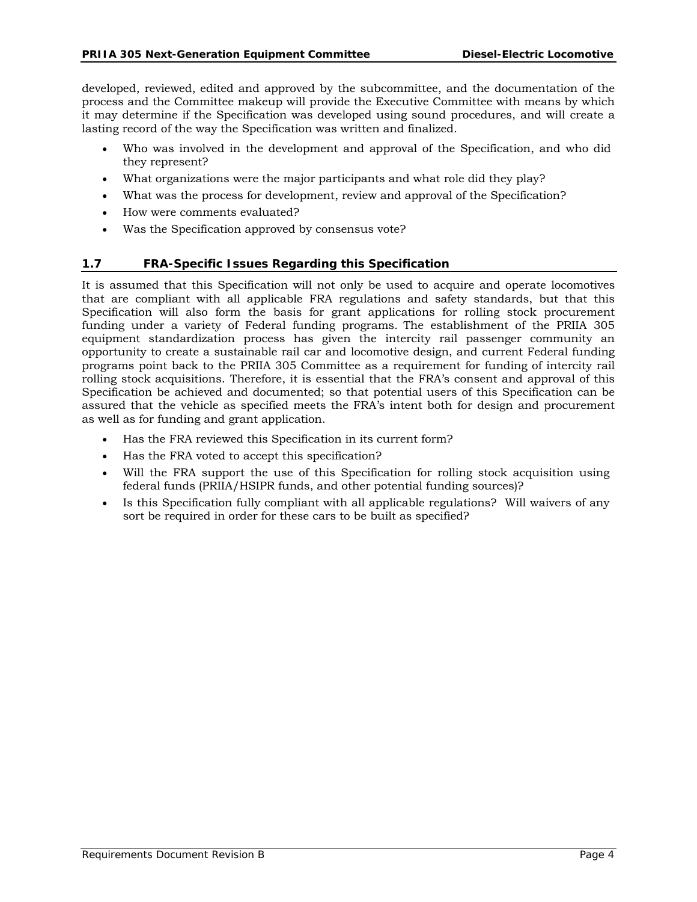developed, reviewed, edited and approved by the subcommittee, and the documentation of the process and the Committee makeup will provide the Executive Committee with means by which it may determine if the Specification was developed using sound procedures, and will create a lasting record of the way the Specification was written and finalized.

- Who was involved in the development and approval of the Specification, and who did they represent?
- What organizations were the major participants and what role did they play?
- What was the process for development, review and approval of the Specification?
- How were comments evaluated?
- Was the Specification approved by consensus vote?

## 1.7 FRA-Specific Issues Regarding this Specification

It is assumed that this Specification will not only be used to acquire and operate locomotives that are compliant with all applicable FRA regulations and safety standards, but that this Specification will also form the basis for grant applications for rolling stock procurement funding under a variety of Federal funding programs. The establishment of the PRIIA 305 equipment standardization process has given the intercity rail passenger community an opportunity to create a sustainable rail car and locomotive design, and current Federal funding programs point back to the PRIIA 305 Committee as a requirement for funding of intercity rail rolling stock acquisitions. Therefore, it is essential that the FRA's consent and approval of this Specification be achieved and documented; so that potential users of this Specification can be assured that the vehicle as specified meets the FRA's intent both for design and procurement as well as for funding and grant application.

- Has the FRA reviewed this Specification in its current form?
- Has the FRA voted to accept this specification?
- Will the FRA support the use of this Specification for rolling stock acquisition using federal funds (PRIIA/HSIPR funds, and other potential funding sources)?
- Is this Specification fully compliant with all applicable regulations? Will waivers of any sort be required in order for these cars to be built as specified?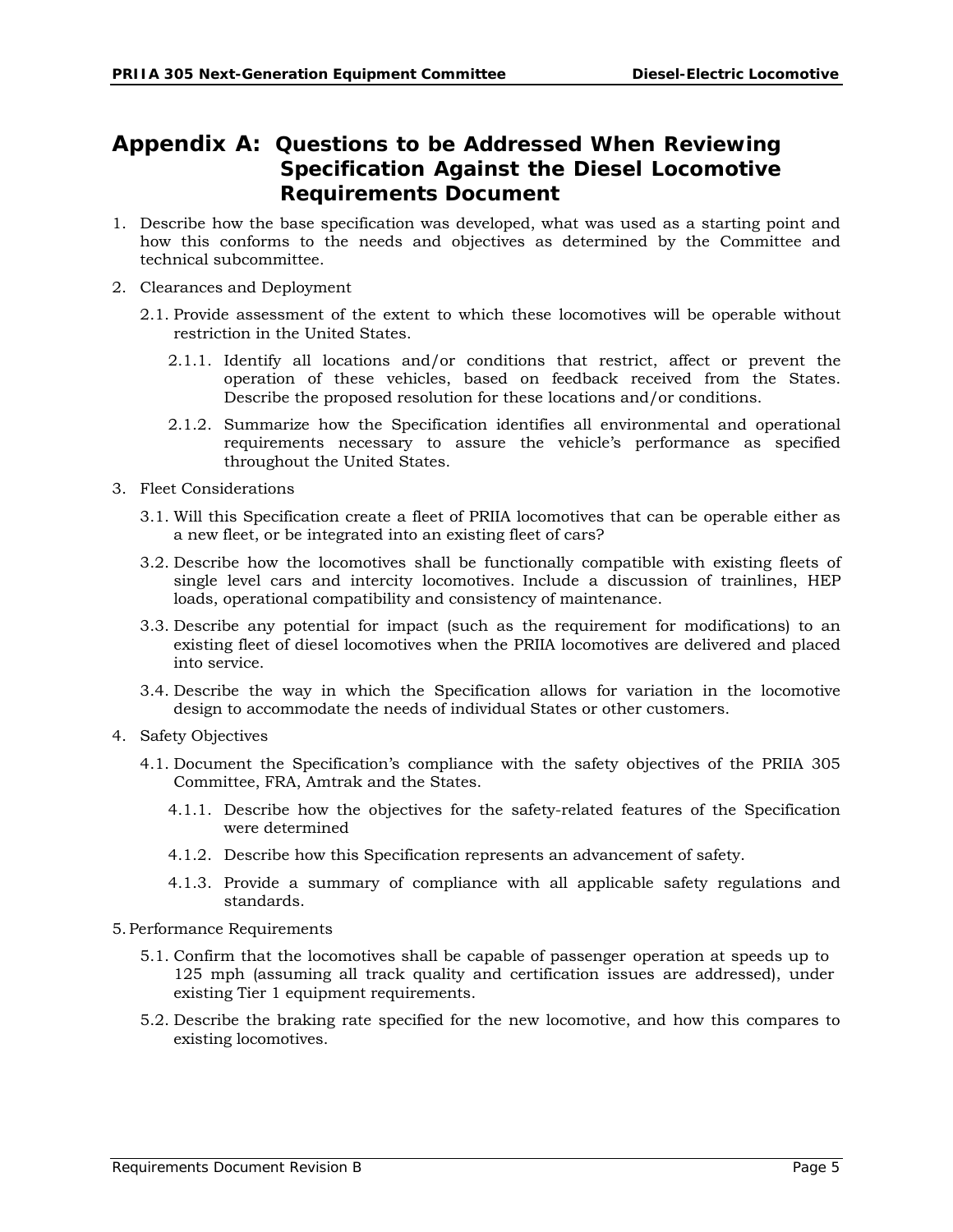# Appendix A: Questions to be Addressed When Reviewing Specification Against the Diesel Locomotive Requirements Document

1. Describe how the base specification was developed, what was used as a starting point and how this conforms to the needs and objectives as determined by the Committee and technical subcommittee.

2. Clearances and Deployment

   2.1. Provide assessment of the extent to which these locomotives will be operable without restriction in the United States.

      2.1.1. Identify all locations and/or conditions that restrict, affect or prevent the operation of these vehicles, based on feedback received from the States. Describe the proposed resolution for these locations and/or conditions.

      2.1.2. Summarize how the Specification identifies all environmental and operational requirements necessary to assure the vehicle's performance as specified throughout the United States.

3. Fleet Considerations

   3.1. Will this Specification create a fleet of PRIIA locomotives that can be operable either as a new fleet, or be integrated into an existing fleet of cars?

   3.2. Describe how the locomotives shall be functionally compatible with existing fleets of single level cars and intercity locomotives. Include a discussion of trainlines, HEP loads, operational compatibility and consistency of maintenance.

   3.3. Describe any potential for impact (such as the requirement for modifications) to an existing fleet of diesel locomotives when the PRIIA locomotives are delivered and placed into service.

   3.4. Describe the way in which the Specification allows for variation in the locomotive design to accommodate the needs of individual States or other customers.

4. Safety Objectives

   4.1. Document the Specification's compliance with the safety objectives of the PRIIA 305 Committee, FRA, Amtrak and the States.

      4.1.1. Describe how the objectives for the safety-related features of the Specification were determined

      4.1.2. Describe how this Specification represents an advancement of safety.

      4.1.3. Provide a summary of compliance with all applicable safety regulations and standards.

5. Performance Requirements

   5.1. Confirm that the locomotives shall be capable of passenger operation at speeds up to 125 mph (assuming all track quality and certification issues are addressed), under existing Tier 1 equipment requirements.

   5.2. Describe the braking rate specified for the new locomotive, and how this compares to existing locomotives.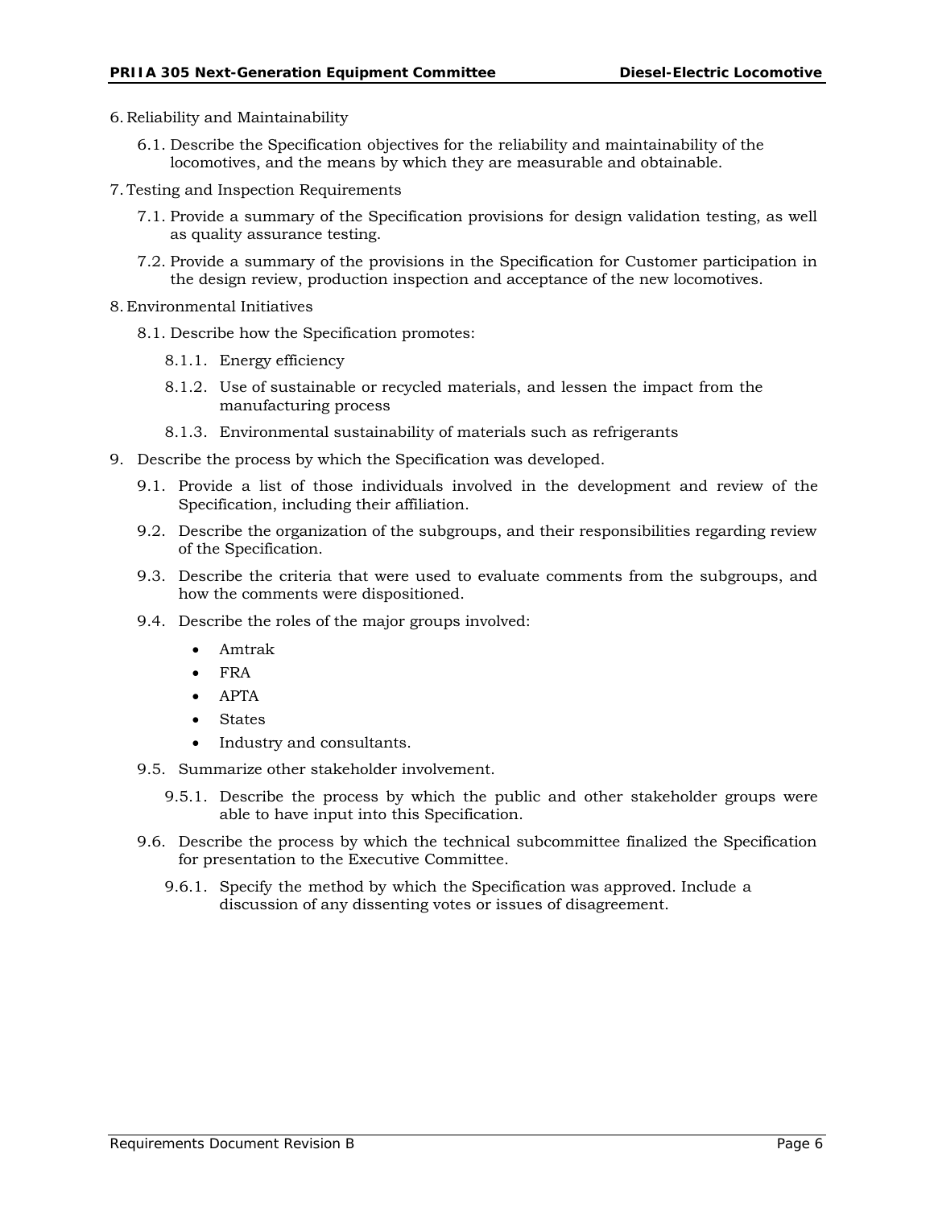6. Reliability and Maintainability

   6.1. Describe the Specification objectives for the reliability and maintainability of the locomotives, and the means by which they are measurable and obtainable.

7. Testing and Inspection Requirements

   7.1. Provide a summary of the Specification provisions for design validation testing, as well as quality assurance testing.

   7.2. Provide a summary of the provisions in the Specification for Customer participation in the design review, production inspection and acceptance of the new locomotives.

8. Environmental Initiatives

   8.1. Describe how the Specification promotes:

      8.1.1. Energy efficiency

      8.1.2. Use of sustainable or recycled materials, and lessen the impact from the manufacturing process

      8.1.3. Environmental sustainability of materials such as refrigerants

9. Describe the process by which the Specification was developed.

   9.1. Provide a list of those individuals involved in the development and review of the Specification, including their affiliation.

   9.2. Describe the organization of the subgroups, and their responsibilities regarding review of the Specification.

   9.3. Describe the criteria that were used to evaluate comments from the subgroups, and how the comments were dispositioned.

   9.4. Describe the roles of the major groups involved:

      - Amtrak
      - FRA
      - APTA
      - States
      - Industry and consultants.

   9.5. Summarize other stakeholder involvement.

      9.5.1. Describe the process by which the public and other stakeholder groups were able to have input into this Specification.

   9.6. Describe the process by which the technical subcommittee finalized the Specification for presentation to the Executive Committee.

      9.6.1. Specify the method by which the Specification was approved. Include a discussion of any dissenting votes or issues of disagreement.